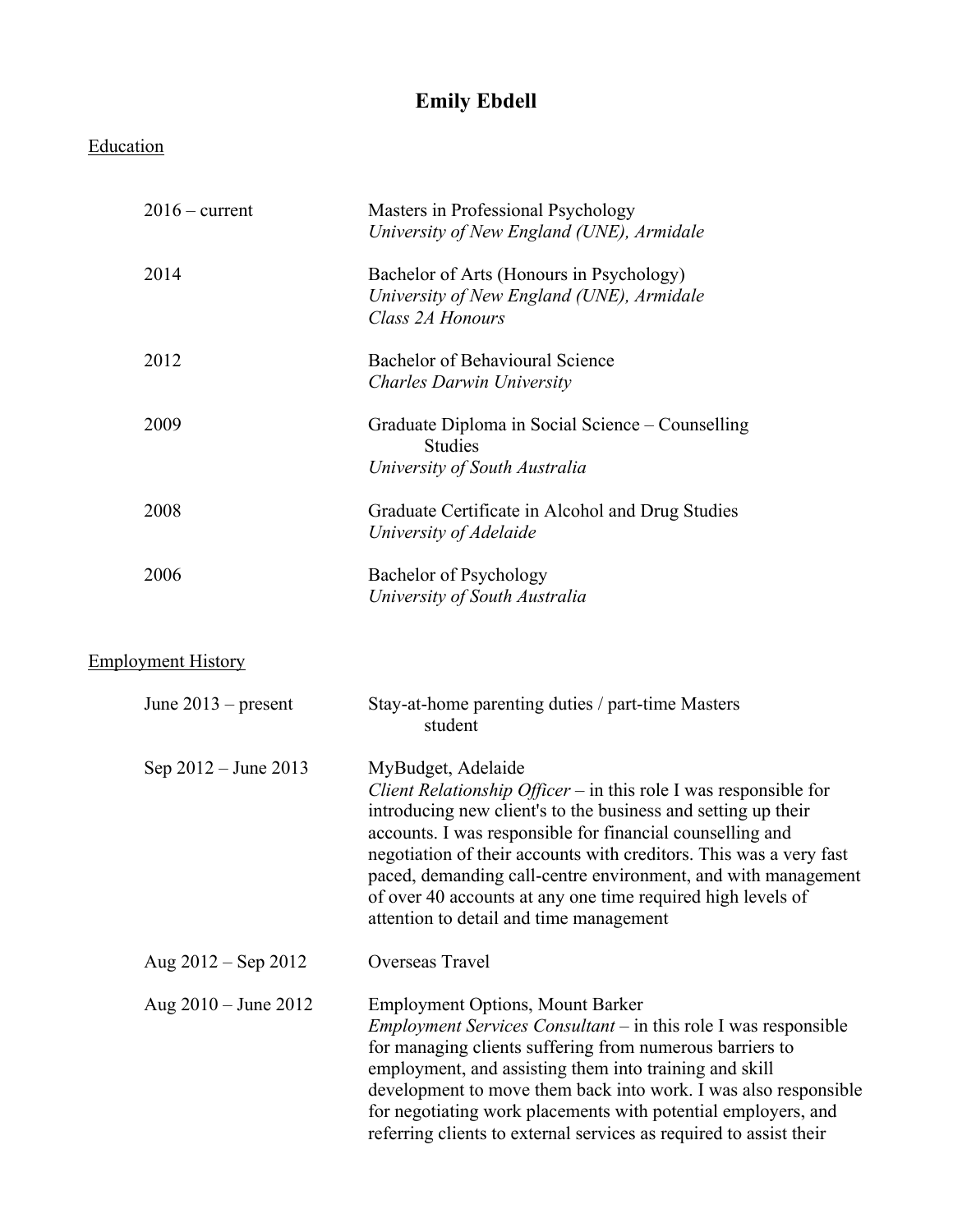# Emily Ebdell

## Education

| | |
|---|---|
| 2016 – current | Masters in Professional Psychology<br>*University of New England (UNE), Armidale* |
| 2014 | Bachelor of Arts (Honours in Psychology)<br>*University of New England (UNE), Armidale*<br>*Class 2A Honours* |
| 2012 | Bachelor of Behavioural Science<br>*Charles Darwin University* |
| 2009 | Graduate Diploma in Social Science – Counselling Studies<br>*University of South Australia* |
| 2008 | Graduate Certificate in Alcohol and Drug Studies<br>*University of Adelaide* |
| 2006 | Bachelor of Psychology<br>*University of South Australia* |

## Employment History

| | |
|---|---|
| June 2013 – present | Stay-at-home parenting duties / part-time Masters student |
| Sep 2012 – June 2013 | MyBudget, Adelaide<br>*Client Relationship Officer* – in this role I was responsible for introducing new client's to the business and setting up their accounts. I was responsible for financial counselling and negotiation of their accounts with creditors. This was a very fast paced, demanding call-centre environment, and with management of over 40 accounts at any one time required high levels of attention to detail and time management |
| Aug 2012 – Sep 2012 | Overseas Travel |
| Aug 2010 – June 2012 | Employment Options, Mount Barker<br>*Employment Services Consultant* – in this role I was responsible for managing clients suffering from numerous barriers to employment, and assisting them into training and skill development to move them back into work. I was also responsible for negotiating work placements with potential employers, and referring clients to external services as required to assist their |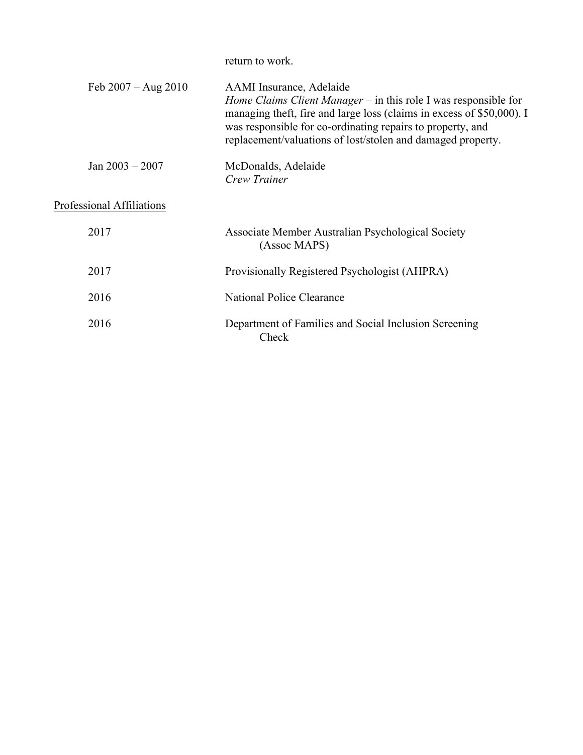return to work.

| | |
|---|---|
| Feb 2007 – Aug 2010 | AAMI Insurance, Adelaide<br>*Home Claims Client Manager* – in this role I was responsible for managing theft, fire and large loss (claims in excess of $50,000). I was responsible for co-ordinating repairs to property, and replacement/valuations of lost/stolen and damaged property. |
| Jan 2003 – 2007 | McDonalds, Adelaide<br>*Crew Trainer* |

<u>Professional Affiliations</u>

| | |
|---|---|
| 2017 | Associate Member Australian Psychological Society (Assoc MAPS) |
| 2017 | Provisionally Registered Psychologist (AHPRA) |
| 2016 | National Police Clearance |
| 2016 | Department of Families and Social Inclusion Screening Check |